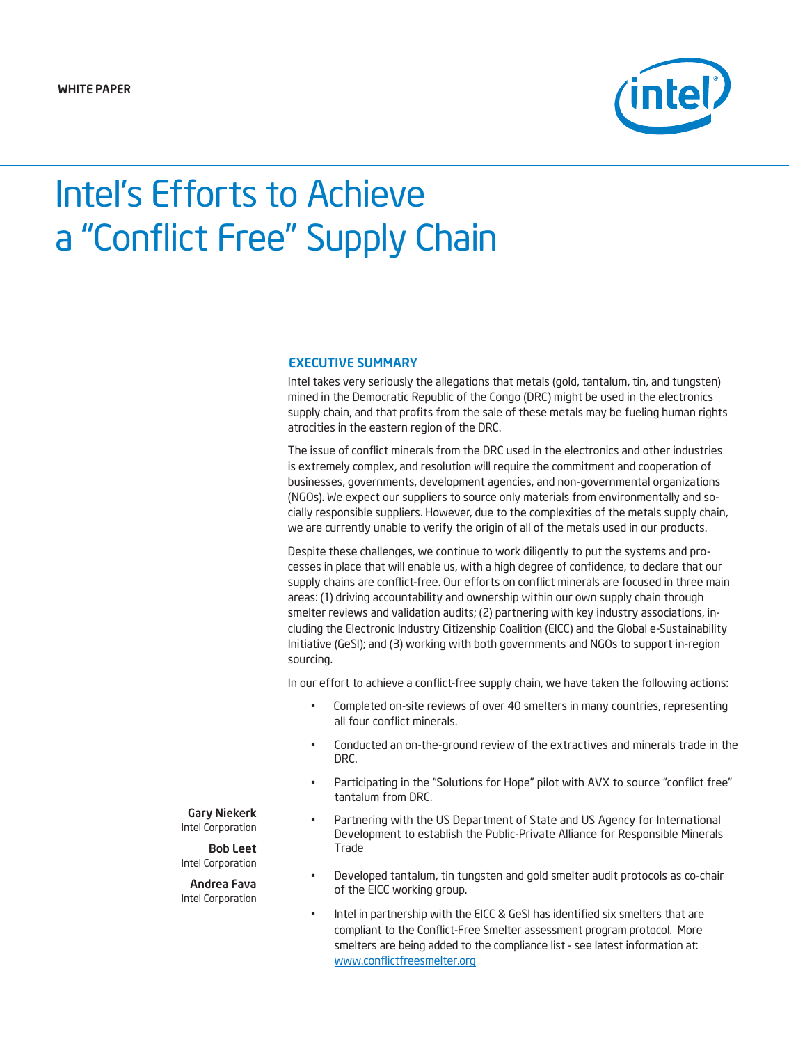WHITE PAPER

# Intel's Efforts to Achieve a "Conflict Free" Supply Chain

Gary Niekerk
Intel Corporation

Bob Leet
Intel Corporation

Andrea Fava
Intel Corporation

## EXECUTIVE SUMMARY

Intel takes very seriously the allegations that metals (gold, tantalum, tin, and tungsten) mined in the Democratic Republic of the Congo (DRC) might be used in the electronics supply chain, and that profits from the sale of these metals may be fueling human rights atrocities in the eastern region of the DRC.

The issue of conflict minerals from the DRC used in the electronics and other industries is extremely complex, and resolution will require the commitment and cooperation of businesses, governments, development agencies, and non-governmental organizations (NGOs). We expect our suppliers to source only materials from environmentally and socially responsible suppliers. However, due to the complexities of the metals supply chain, we are currently unable to verify the origin of all of the metals used in our products.

Despite these challenges, we continue to work diligently to put the systems and processes in place that will enable us, with a high degree of confidence, to declare that our supply chains are conflict-free. Our efforts on conflict minerals are focused in three main areas: (1) driving accountability and ownership within our own supply chain through smelter reviews and validation audits; (2) partnering with key industry associations, including the Electronic Industry Citizenship Coalition (EICC) and the Global e-Sustainability Initiative (GeSI); and (3) working with both governments and NGOs to support in-region sourcing.

In our effort to achieve a conflict-free supply chain, we have taken the following actions:

- Completed on-site reviews of over 40 smelters in many countries, representing all four conflict minerals.
- Conducted an on-the-ground review of the extractives and minerals trade in the DRC.
- Participating in the "Solutions for Hope" pilot with AVX to source "conflict free" tantalum from DRC.
- Partnering with the US Department of State and US Agency for International Development to establish the Public-Private Alliance for Responsible Minerals Trade
- Developed tantalum, tin tungsten and gold smelter audit protocols as co-chair of the EICC working group.
- Intel in partnership with the EICC & GeSI has identified six smelters that are compliant to the Conflict-Free Smelter assessment program protocol. More smelters are being added to the compliance list - see latest information at: www.conflictfreesmelter.org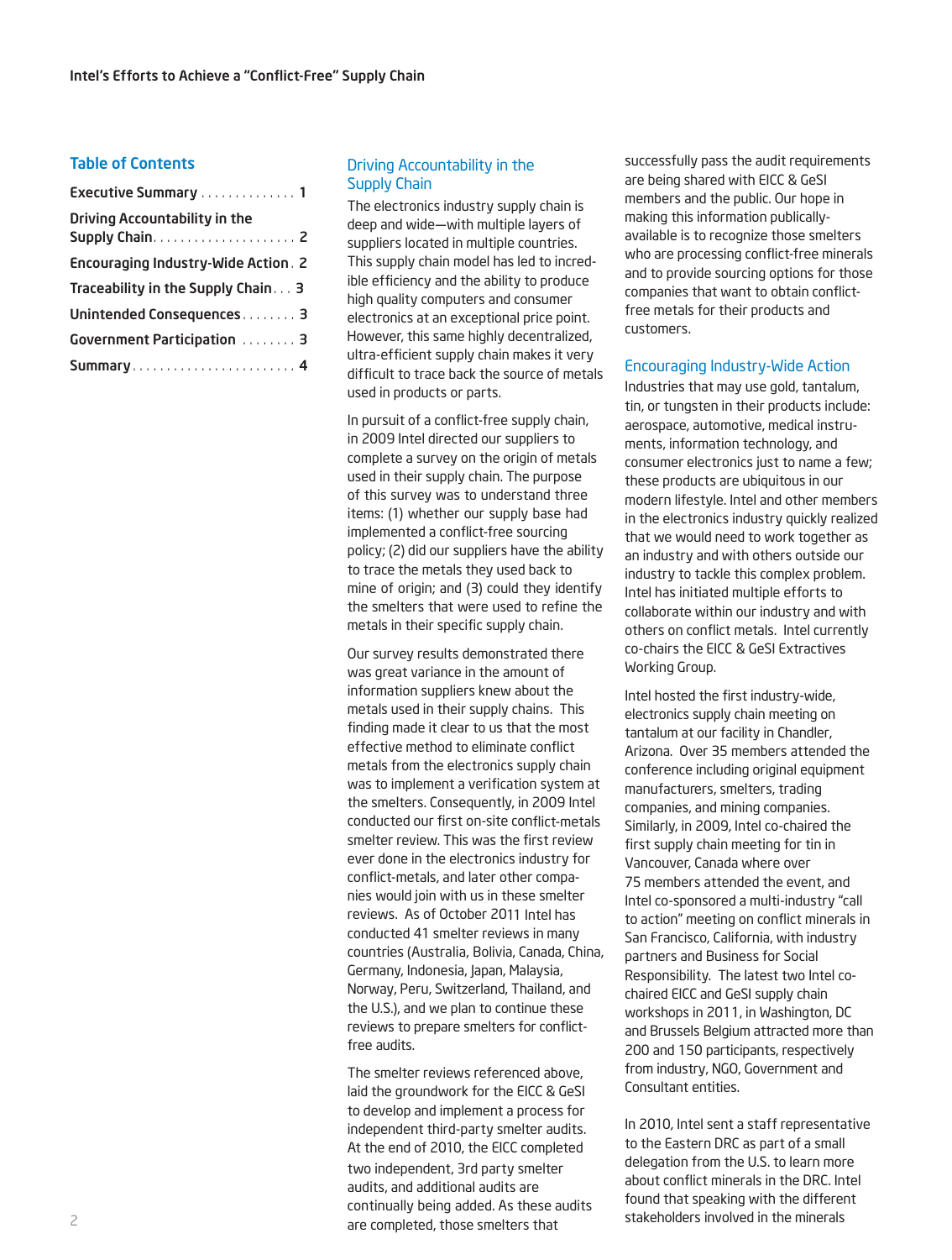## Table of Contents

| | |
|---|---|
| **Executive Summary** | **1** |
| **Driving Accountability in the Supply Chain** | **2** |
| **Encouraging Industry-Wide Action** | **2** |
| **Traceability in the Supply Chain** | **3** |
| **Unintended Consequences** | **3** |
| **Government Participation** | **3** |
| **Summary** | **4** |

## Driving Accountability in the Supply Chain

The electronics industry supply chain is deep and wide—with multiple layers of suppliers located in multiple countries. This supply chain model has led to incredible efficiency and the ability to produce high quality computers and consumer electronics at an exceptional price point. However, this same highly decentralized, ultra-efficient supply chain makes it very difficult to trace back the source of metals used in products or parts.

In pursuit of a conflict-free supply chain, in 2009 Intel directed our suppliers to complete a survey on the origin of metals used in their supply chain. The purpose of this survey was to understand three items: (1) whether our supply base had implemented a conflict-free sourcing policy; (2) did our suppliers have the ability to trace the metals they used back to mine of origin; and (3) could they identify the smelters that were used to refine the metals in their specific supply chain.

Our survey results demonstrated there was great variance in the amount of information suppliers knew about the metals used in their supply chains. This finding made it clear to us that the most effective method to eliminate conflict metals from the electronics supply chain was to implement a verification system at the smelters. Consequently, in 2009 Intel conducted our first on-site conflict-metals smelter review. This was the first review ever done in the electronics industry for conflict-metals, and later other companies would join with us in these smelter reviews. As of October 2011 Intel has conducted 41 smelter reviews in many countries (Australia, Bolivia, Canada, China, Germany, Indonesia, Japan, Malaysia, Norway, Peru, Switzerland, Thailand, and the U.S.), and we plan to continue these reviews to prepare smelters for conflict-free audits.

The smelter reviews referenced above, laid the groundwork for the EICC & GeSI to develop and implement a process for independent third-party smelter audits. At the end of 2010, the EICC completed two independent, 3rd party smelter audits, and additional audits are continually being added. As these audits are completed, those smelters that successfully pass the audit requirements are being shared with EICC & GeSI members and the public. Our hope in making this information publically-available is to recognize those smelters who are processing conflict-free minerals and to provide sourcing options for those companies that want to obtain conflict-free metals for their products and customers.

## Encouraging Industry-Wide Action

Industries that may use gold, tantalum, tin, or tungsten in their products include: aerospace, automotive, medical instruments, information technology, and consumer electronics just to name a few; these products are ubiquitous in our modern lifestyle. Intel and other members in the electronics industry quickly realized that we would need to work together as an industry and with others outside our industry to tackle this complex problem. Intel has initiated multiple efforts to collaborate within our industry and with others on conflict metals. Intel currently co-chairs the EICC & GeSI Extractives Working Group.

Intel hosted the first industry-wide, electronics supply chain meeting on tantalum at our facility in Chandler, Arizona. Over 35 members attended the conference including original equipment manufacturers, smelters, trading companies, and mining companies. Similarly, in 2009, Intel co-chaired the first supply chain meeting for tin in Vancouver, Canada where over 75 members attended the event, and Intel co-sponsored a multi-industry "call to action" meeting on conflict minerals in San Francisco, California, with industry partners and Business for Social Responsibility. The latest two Intel co-chaired EICC and GeSI supply chain workshops in 2011, in Washington, DC and Brussels Belgium attracted more than 200 and 150 participants, respectively from industry, NGO, Government and Consultant entities.

In 2010, Intel sent a staff representative to the Eastern DRC as part of a small delegation from the U.S. to learn more about conflict minerals in the DRC. Intel found that speaking with the different stakeholders involved in the minerals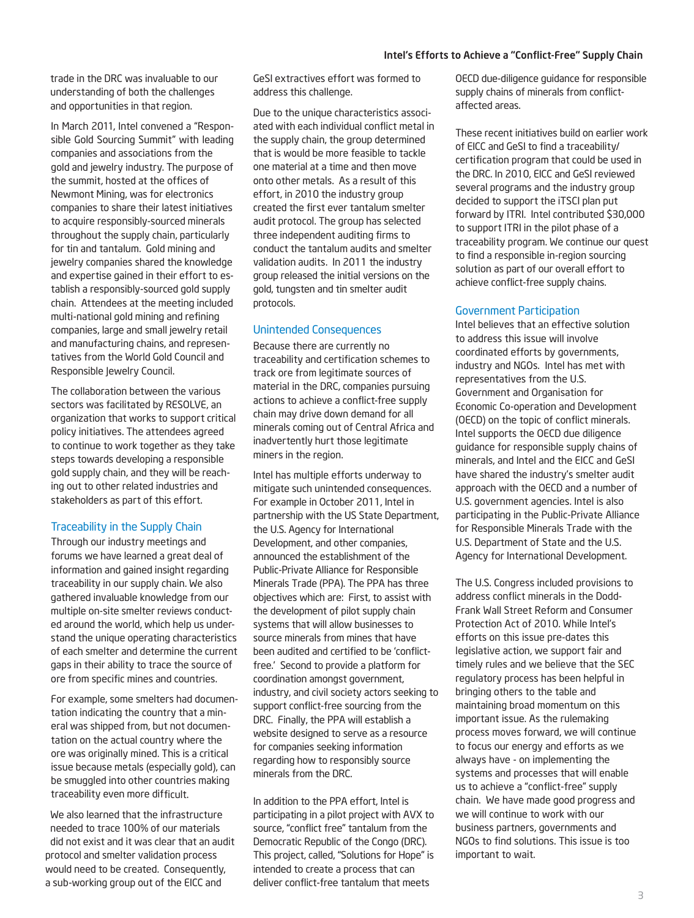trade in the DRC was invaluable to our understanding of both the challenges and opportunities in that region.

In March 2011, Intel convened a "Responsible Gold Sourcing Summit" with leading companies and associations from the gold and jewelry industry. The purpose of the summit, hosted at the offices of Newmont Mining, was for electronics companies to share their latest initiatives to acquire responsibly-sourced minerals throughout the supply chain, particularly for tin and tantalum. Gold mining and jewelry companies shared the knowledge and expertise gained in their effort to establish a responsibly-sourced gold supply chain. Attendees at the meeting included multi-national gold mining and refining companies, large and small jewelry retail and manufacturing chains, and representatives from the World Gold Council and Responsible Jewelry Council.

The collaboration between the various sectors was facilitated by RESOLVE, an organization that works to support critical policy initiatives. The attendees agreed to continue to work together as they take steps towards developing a responsible gold supply chain, and they will be reaching out to other related industries and stakeholders as part of this effort.

## Traceability in the Supply Chain

Through our industry meetings and forums we have learned a great deal of information and gained insight regarding traceability in our supply chain. We also gathered invaluable knowledge from our multiple on-site smelter reviews conducted around the world, which help us understand the unique operating characteristics of each smelter and determine the current gaps in their ability to trace the source of ore from specific mines and countries.

For example, some smelters had documentation indicating the country that a mineral was shipped from, but not documentation on the actual country where the ore was originally mined. This is a critical issue because metals (especially gold), can be smuggled into other countries making traceability even more difficult.

We also learned that the infrastructure needed to trace 100% of our materials did not exist and it was clear that an audit protocol and smelter validation process would need to be created. Consequently, a sub-working group out of the EICC and GeSI extractives effort was formed to address this challenge.

Due to the unique characteristics associated with each individual conflict metal in the supply chain, the group determined that is would be more feasible to tackle one material at a time and then move onto other metals. As a result of this effort, in 2010 the industry group created the first ever tantalum smelter audit protocol. The group has selected three independent auditing firms to conduct the tantalum audits and smelter validation audits. In 2011 the industry group released the initial versions on the gold, tungsten and tin smelter audit protocols.

## Unintended Consequences

Because there are currently no traceability and certification schemes to track ore from legitimate sources of material in the DRC, companies pursuing actions to achieve a conflict-free supply chain may drive down demand for all minerals coming out of Central Africa and inadvertently hurt those legitimate miners in the region.

Intel has multiple efforts underway to mitigate such unintended consequences. For example in October 2011, Intel in partnership with the US State Department, the U.S. Agency for International Development, and other companies, announced the establishment of the Public-Private Alliance for Responsible Minerals Trade (PPA). The PPA has three objectives which are: First, to assist with the development of pilot supply chain systems that will allow businesses to source minerals from mines that have been audited and certified to be 'conflict-free.' Second to provide a platform for coordination amongst government, industry, and civil society actors seeking to support conflict-free sourcing from the DRC. Finally, the PPA will establish a website designed to serve as a resource for companies seeking information regarding how to responsibly source minerals from the DRC.

In addition to the PPA effort, Intel is participating in a pilot project with AVX to source, "conflict free" tantalum from the Democratic Republic of the Congo (DRC). This project, called, "Solutions for Hope" is intended to create a process that can deliver conflict-free tantalum that meets OECD due-diligence guidance for responsible supply chains of minerals from conflict-affected areas.

These recent initiatives build on earlier work of EICC and GeSI to find a traceability/certification program that could be used in the DRC. In 2010, EICC and GeSI reviewed several programs and the industry group decided to support the iTSCI plan put forward by ITRI. Intel contributed $30,000 to support ITRI in the pilot phase of a traceability program. We continue our quest to find a responsible in-region sourcing solution as part of our overall effort to achieve conflict-free supply chains.

## Government Participation

Intel believes that an effective solution to address this issue will involve coordinated efforts by governments, industry and NGOs. Intel has met with representatives from the U.S. Government and Organisation for Economic Co-operation and Development (OECD) on the topic of conflict minerals. Intel supports the OECD due diligence guidance for responsible supply chains of minerals, and Intel and the EICC and GeSI have shared the industry's smelter audit approach with the OECD and a number of U.S. government agencies. Intel is also participating in the Public-Private Alliance for Responsible Minerals Trade with the U.S. Department of State and the U.S. Agency for International Development.

The U.S. Congress included provisions to address conflict minerals in the Dodd-Frank Wall Street Reform and Consumer Protection Act of 2010. While Intel's efforts on this issue pre-dates this legislative action, we support fair and timely rules and we believe that the SEC regulatory process has been helpful in bringing others to the table and maintaining broad momentum on this important issue. As the rulemaking process moves forward, we will continue to focus our energy and efforts as we always have - on implementing the systems and processes that will enable us to achieve a "conflict-free" supply chain. We have made good progress and we will continue to work with our business partners, governments and NGOs to find solutions. This issue is too important to wait.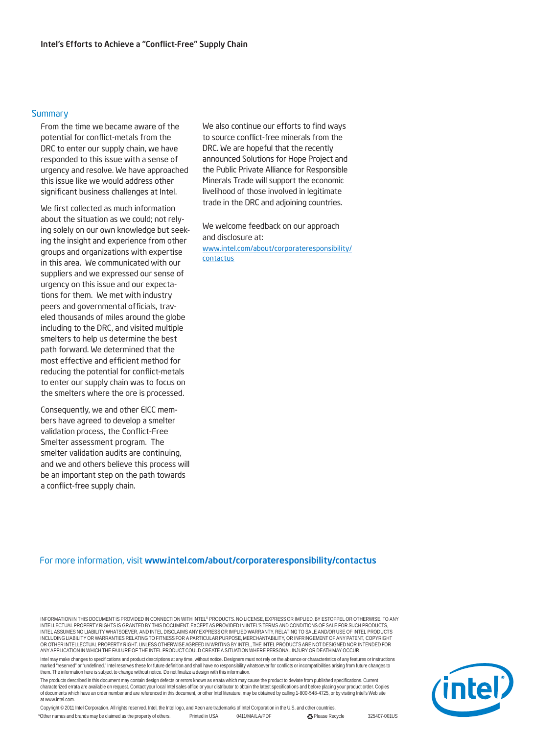## Summary

From the time we became aware of the potential for conflict-metals from the DRC to enter our supply chain, we have responded to this issue with a sense of urgency and resolve. We have approached this issue like we would address other significant business challenges at Intel.

We first collected as much information about the situation as we could; not relying solely on our own knowledge but seeking the insight and experience from other groups and organizations with expertise in this area. We communicated with our suppliers and we expressed our sense of urgency on this issue and our expectations for them. We met with industry peers and governmental officials, traveled thousands of miles around the globe including to the DRC, and visited multiple smelters to help us determine the best path forward. We determined that the most effective and efficient method for reducing the potential for conflict-metals to enter our supply chain was to focus on the smelters where the ore is processed.

Consequently, we and other EICC members have agreed to develop a smelter validation process, the Conflict-Free Smelter assessment program. The smelter validation audits are continuing, and we and others believe this process will be an important step on the path towards a conflict-free supply chain.

We also continue our efforts to find ways to source conflict-free minerals from the DRC. We are hopeful that the recently announced Solutions for Hope Project and the Public Private Alliance for Responsible Minerals Trade will support the economic livelihood of those involved in legitimate trade in the DRC and adjoining countries.

We welcome feedback on our approach and disclosure at:
www.intel.com/about/corporateresponsibility/contactus

For more information, visit **www.intel.com/about/corporateresponsibility/contactus**

INFORMATION IN THIS DOCUMENT IS PROVIDED IN CONNECTION WITH INTEL® PRODUCTS. NO LICENSE, EXPRESS OR IMPLIED, BY ESTOPPEL OR OTHERWISE, TO ANY INTELLECTUAL PROPERTY RIGHTS IS GRANTED BY THIS DOCUMENT. EXCEPT AS PROVIDED IN INTEL'S TERMS AND CONDITIONS OF SALE FOR SUCH PRODUCTS, INTEL ASSUMES NO LIABILITY WHATSOEVER, AND INTEL DISCLAIMS ANY EXPRESS OR IMPLIED WARRANTY, RELATING TO SALE AND/OR USE OF INTEL PRODUCTS INCLUDING LIABILITY OR WARRANTIES RELATING TO FITNESS FOR A PARTICULAR PURPOSE, MERCHANTABILITY, OR INFRINGEMENT OF ANY PATENT, COPYRIGHT OR OTHER INTELLECTUAL PROPERTY RIGHT. UNLESS OTHERWISE AGREED IN WRITING BY INTEL, THE INTEL PRODUCTS ARE NOT DESIGNED NOR INTENDED FOR ANY APPLICATION IN WHICH THE FAILURE OF THE INTEL PRODUCT COULD CREATE A SITUATION WHERE PERSONAL INJURY OR DEATH MAY OCCUR.

Intel may make changes to specifications and product descriptions at any time, without notice. Designers must not rely on the absence or characteristics of any features or instructions marked "reserved" or "undefined." Intel reserves these for future definition and shall have no responsibility whatsoever for conflicts or incompatibilities arising from future changes to them. The information here is subject to change without notice. Do not finalize a design with this information.

The products described in this document may contain design defects or errors known as errata which may cause the product to deviate from published specifications. Current characterized errata are available on request. Contact your local Intel sales office or your distributor to obtain the latest specifications and before placing your product order. Copies of documents which have an order number and are referenced in this document, or other Intel literature, may be obtained by calling 1-800-548-4725, or by visiting Intel's Web site at www.intel.com.

Copyright © 2011 Intel Corporation. All rights reserved. Intel, the Intel logo, and Xeon are trademarks of Intel Corporation in the U.S. and other countries.

*Other names and brands may be claimed as the property of others. Printed in USA 0411/MA/LA/PDF Please Recycle 325407-001US